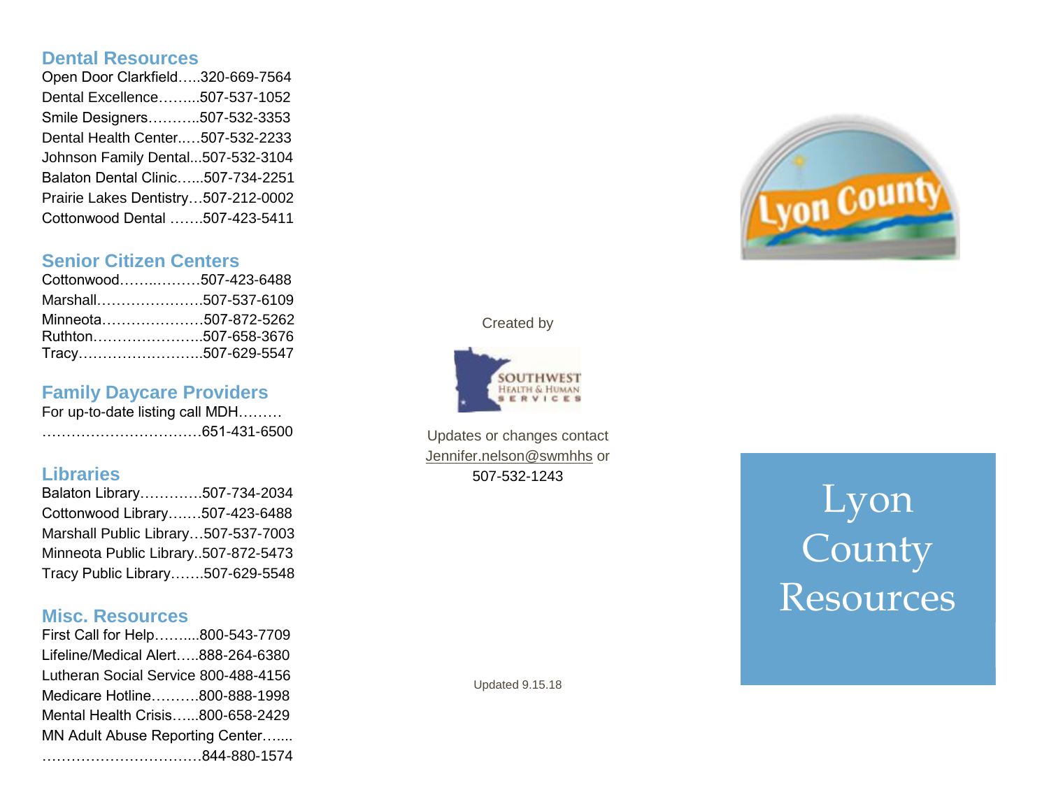## Dental Resources

Open Door Clarkfield…..320-669-7564
Dental Excellence……...507-537-1052
Smile Designers………..507-532-3353
Dental Health Center..…507-532-2233
Johnson Family Dental...507-532-3104
Balaton Dental Clinic…...507-734-2251
Prairie Lakes Dentistry…507-212-0002
Cottonwood Dental …….507-423-5411

## Senior Citizen Centers

Cottonwood……..………507-423-6488
Marshall………………….507-537-6109
Minneota…………………507-872-5262
Ruthton…………………..507-658-3676
Tracy……………………..507-629-5547

## Family Daycare Providers

For up-to-date listing call MDH………
……………………………651-431-6500

## Libraries

Balaton Library………….507-734-2034
Cottonwood Library…….507-423-6488
Marshall Public Library…507-537-7003
Minneota Public Library..507-872-5473
Tracy Public Library…….507-629-5548

## Misc. Resources

First Call for Help……....800-543-7709
Lifeline/Medical Alert…..888-264-6380
Lutheran Social Service 800-488-4156
Medicare Hotline……….800-888-1998
Mental Health Crisis…...800-658-2429
MN Adult Abuse Reporting Center…....
……………………………844-880-1574

Created by

SOUTHWEST HEALTH & HUMAN SERVICES

Updates or changes contact Jennifer.nelson@swmhhs or 507-532-1243

Updated 9.15.18

Lyon County

# Lyon County Resources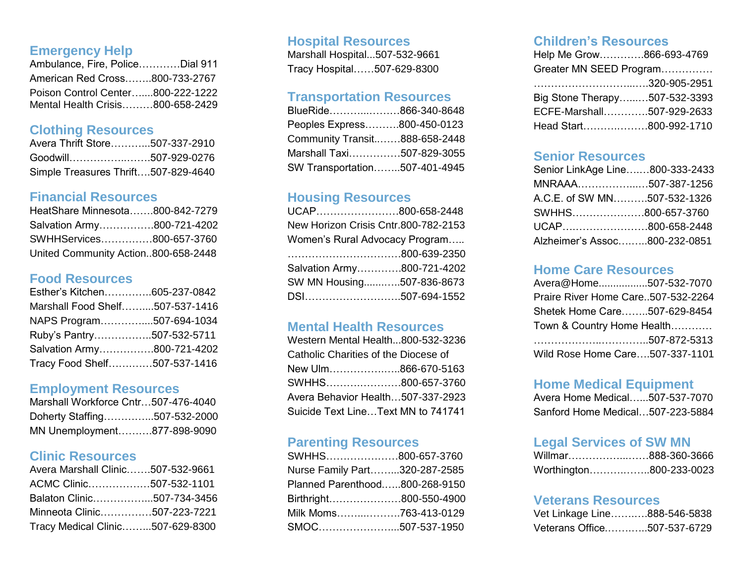## Emergency Help

Ambulance, Fire, Police…………Dial 911
American Red Cross……..800-733-2767
Poison Control Center…....800-222-1222
Mental Health Crisis………800-658-2429

## Clothing Resources

Avera Thrift Store………...507-337-2910
Goodwill…………….…….507-929-0276
Simple Treasures Thrift….507-829-4640

## Financial Resources

HeatShare Minnesota…….800-842-7279
Salvation Army…………….800-721-4202
SWHHServices……………800-657-3760
United Community Action..800-658-2448

## Food Resources

Esther's Kitchen………….605-237-0842
Marshall Food Shelf……....507-537-1416
NAPS Program…………....507-694-1034
Ruby's Pantry……………..507-532-5711
Salvation Army…………….800-721-4202
Tracy Food Shelf………….507-537-1416

## Employment Resources

Marshall Workforce Cntr…507-476-4040
Doherty Staffing…………..507-532-2000
MN Unemployment……….877-898-9090

## Clinic Resources

Avera Marshall Clinic…….507-532-9661
ACMC Clinic………………507-532-1101
Balaton Clinic……………...507-734-3456
Minneota Clinic……………507-223-7221
Tracy Medical Clinic……...507-629-8300

## Hospital Resources

Marshall Hospital...507-532-9661
Tracy Hospital……507-629-8300

## Transportation Resources

BlueRide………..………866-340-8648
Peoples Express……….800-450-0123
Community Transit.…….888-658-2448
Marshall Taxi……………507-829-3055
SW Transportation……..507-401-4945

## Housing Resources

UCAP……………………800-658-2448
New Horizon Crisis Cntr.800-782-2153
Women's Rural Advocacy Program…..
……………………………800-639-2350
Salvation Army…………800-721-4202
SW MN Housing...…..…507-836-8673
DSI………………………507-694-1552

## Mental Health Resources

Western Mental Health...800-532-3236
Catholic Charities of the Diocese of
New Ulm………………..866-670-5163
SWHHS…………………800-657-3760
Avera Behavior Health…507-337-2923
Suicide Text Line…Text MN to 741741

## Parenting Resources

SWHHS…………………800-657-3760
Nurse Family Part……...320-287-2585
Planned Parenthood…...800-268-9150
Birthright…………………800-550-4900
Milk Moms……...………763-413-0129
SMOC…………………...507-537-1950

## Children's Resources

Help Me Grow…………866-693-4769
Greater MN SEED Program……………
………………………...….320-905-2951
Big Stone Therapy…..…507-532-3393
ECFE-Marshall…………507-929-2633
Head Start……….………800-992-1710

## Senior Resources

Senior LinkAge Line….…800-333-2433
MNRAAA……………...…507-387-1256
A.C.E. of SW MN……….507-532-1326
SWHHS…………………800-657-3760
UCAP….…………………800-658-2448
Alzheimer's Assoc………800-232-0851

## Home Care Resources

Avera@Home................507-532-7070
Praire River Home Care..507-532-2264
Shetek Home Care……..507-629-8454
Town & Country Home Health…………
……………….…………..507-872-5313
Wild Rose Home Care….507-337-1101

## Home Medical Equipment

Avera Home Medical…...507-537-7070
Sanford Home Medical…507-223-5884

## Legal Services of SW MN

Willmar……………...……888-360-3666
Worthington……….……..800-233-0023

## Veterans Resources

Vet Linkage Line………..888-546-5838
Veterans Office…………507-537-6729